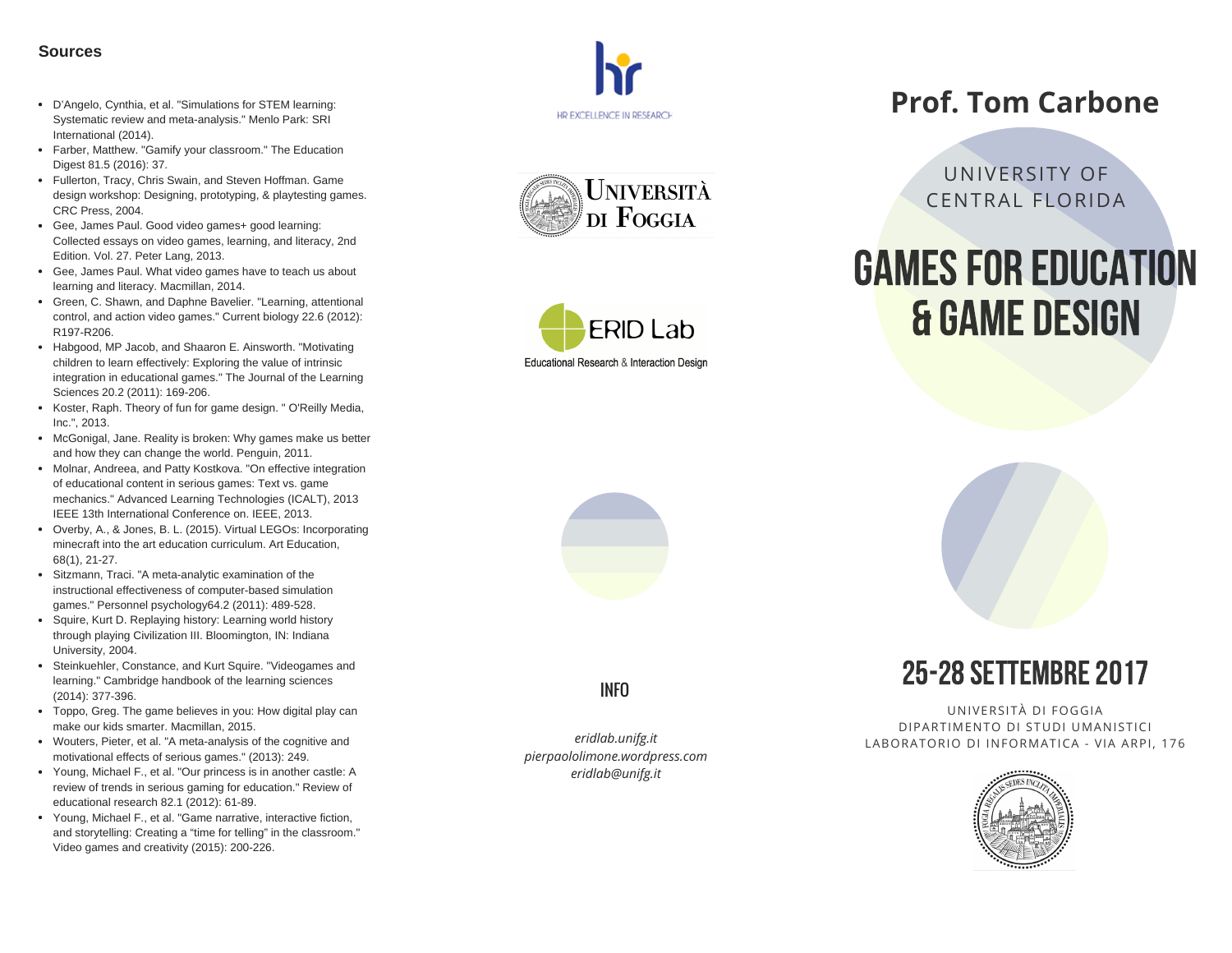## Sources

- D'Angelo, Cynthia, et al. "Simulations for STEM learning: Systematic review and meta-analysis." Menlo Park: SRI International (2014).
- Farber, Matthew. "Gamify your classroom." The Education Digest 81.5 (2016): 37.
- Fullerton, Tracy, Chris Swain, and Steven Hoffman. Game design workshop: Designing, prototyping, & playtesting games. CRC Press, 2004.
- Gee, James Paul. Good video games+ good learning: Collected essays on video games, learning, and literacy, 2nd Edition. Vol. 27. Peter Lang, 2013.
- Gee, James Paul. What video games have to teach us about learning and literacy. Macmillan, 2014.
- Green, C. Shawn, and Daphne Bavelier. "Learning, attentional control, and action video games." Current biology 22.6 (2012): R197-R206.
- Habgood, MP Jacob, and Shaaron E. Ainsworth. "Motivating children to learn effectively: Exploring the value of intrinsic integration in educational games." The Journal of the Learning Sciences 20.2 (2011): 169-206.
- Koster, Raph. Theory of fun for game design. " O'Reilly Media, Inc.", 2013.
- McGonigal, Jane. Reality is broken: Why games make us better and how they can change the world. Penguin, 2011.
- Molnar, Andreea, and Patty Kostkova. "On effective integration of educational content in serious games: Text vs. game mechanics." Advanced Learning Technologies (ICALT), 2013 IEEE 13th International Conference on. IEEE, 2013.
- Overby, A., & Jones, B. L. (2015). Virtual LEGOs: Incorporating minecraft into the art education curriculum. Art Education, 68(1), 21-27.
- Sitzmann, Traci. "A meta-analytic examination of the instructional effectiveness of computer-based simulation games." Personnel psychology64.2 (2011): 489-528.
- Squire, Kurt D. Replaying history: Learning world history through playing Civilization III. Bloomington, IN: Indiana University, 2004.
- Steinkuehler, Constance, and Kurt Squire. "Videogames and learning." Cambridge handbook of the learning sciences (2014): 377-396.
- Toppo, Greg. The game believes in you: How digital play can make our kids smarter. Macmillan, 2015.
- Wouters, Pieter, et al. "A meta-analysis of the cognitive and motivational effects of serious games." (2013): 249.
- Young, Michael F., et al. "Our princess is in another castle: A review of trends in serious gaming for education." Review of educational research 82.1 (2012): 61-89.
- Young, Michael F., et al. "Game narrative, interactive fiction, and storytelling: Creating a "time for telling" in the classroom." Video games and creativity (2015): 200-226.

HR EXCELLENCE IN RESEARCH

Università di Foggia

ERID Lab

Educational Research & Interaction Design

## INFO

*eridlab.unifg.it*
*pierpaololimone.wordpress.com*
*eridlab@unifg.it*

## Prof. Tom Carbone

UNIVERSITY OF CENTRAL FLORIDA

# GAMES FOR EDUCATION & GAME DESIGN

## 25-28 SETTEMBRE 2017

UNIVERSITÀ DI FOGGIA
DIPARTIMENTO DI STUDI UMANISTICI
LABORATORIO DI INFORMATICA - VIA ARPI, 176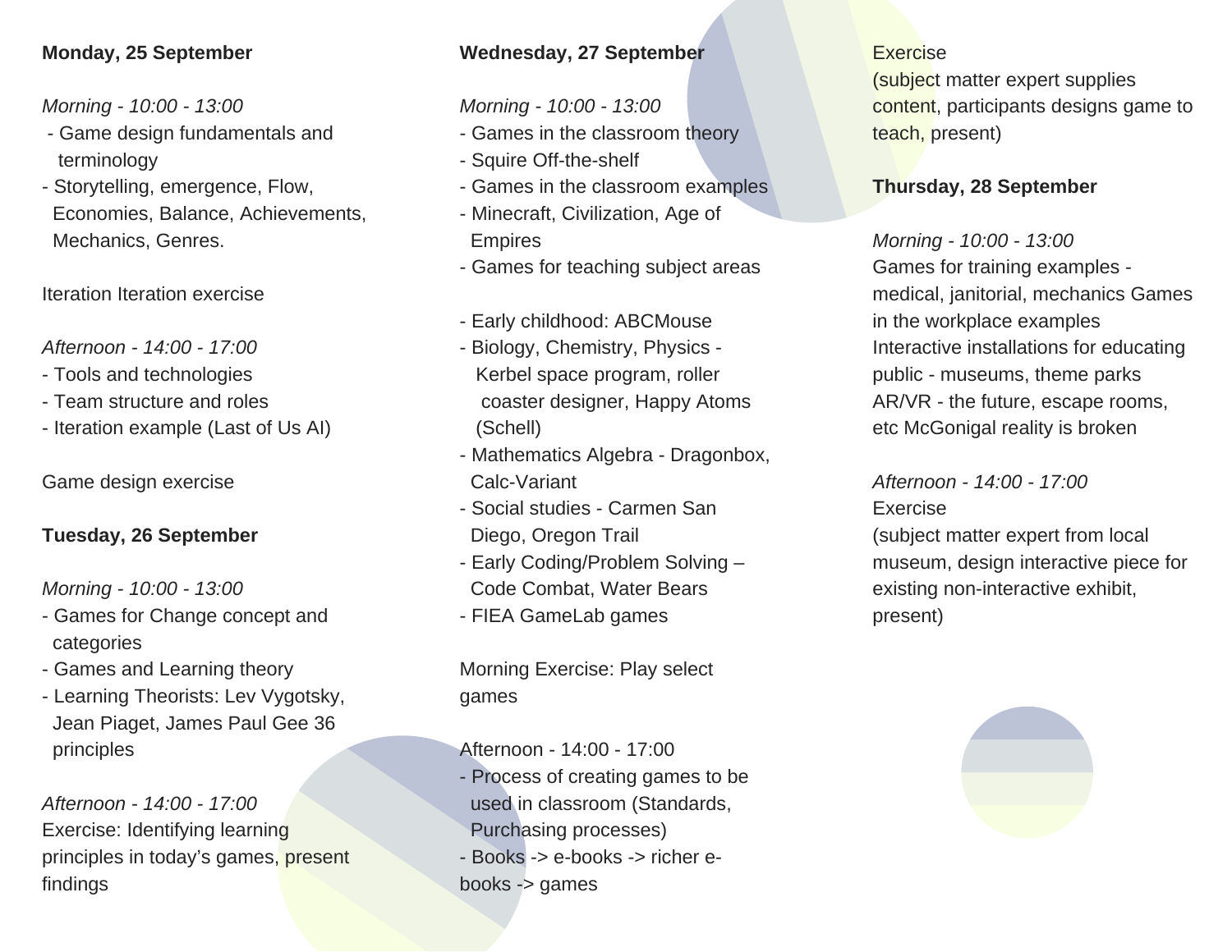**Monday, 25 September**

*Morning - 10:00 - 13:00*

- Game design fundamentals and terminology
- Storytelling, emergence, Flow, Economies, Balance, Achievements, Mechanics, Genres.

Iteration Iteration exercise

*Afternoon - 14:00 - 17:00*

- Tools and technologies
- Team structure and roles
- Iteration example (Last of Us AI)

Game design exercise

**Tuesday, 26 September**

*Morning - 10:00 - 13:00*

- Games for Change concept and categories
- Games and Learning theory
- Learning Theorists: Lev Vygotsky, Jean Piaget, James Paul Gee 36 principles

*Afternoon - 14:00 - 17:00*

Exercise: Identifying learning principles in today's games, present findings

**Wednesday, 27 September**

*Morning - 10:00 - 13:00*

- Games in the classroom theory
- Squire Off-the-shelf
- Games in the classroom examples
- Minecraft, Civilization, Age of Empires
- Games for teaching subject areas

- Early childhood: ABCMouse
- Biology, Chemistry, Physics - Kerbel space program, roller coaster designer, Happy Atoms (Schell)
- Mathematics Algebra - Dragonbox, Calc-Variant
- Social studies - Carmen San Diego, Oregon Trail
- Early Coding/Problem Solving – Code Combat, Water Bears
- FIEA GameLab games

Morning Exercise: Play select games

Afternoon - 14:00 - 17:00

- Process of creating games to be used in classroom (Standards, Purchasing processes)
- Books -> e-books -> richer e-books -> games

Exercise
(subject matter expert supplies content, participants designs game to teach, present)

**Thursday, 28 September**

*Morning - 10:00 - 13:00*

Games for training examples - medical, janitorial, mechanics Games in the workplace examples Interactive installations for educating public - museums, theme parks AR/VR - the future, escape rooms, etc McGonigal reality is broken

*Afternoon - 14:00 - 17:00*

Exercise
(subject matter expert from local museum, design interactive piece for existing non-interactive exhibit, present)